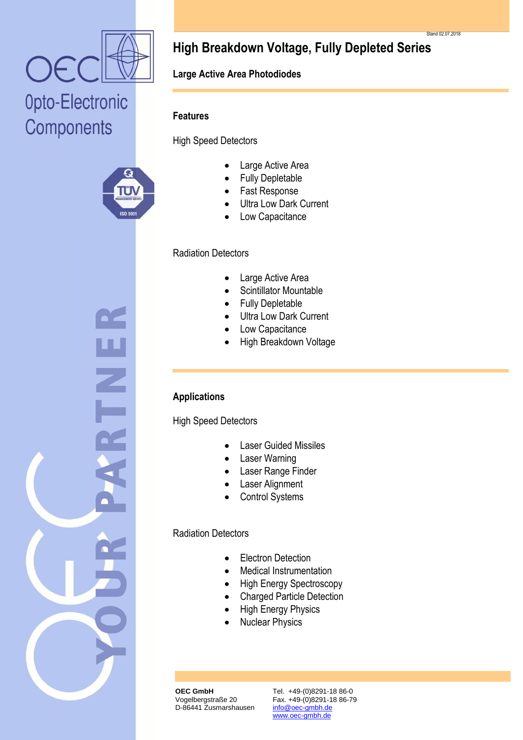OEC Opto-Electronic Components

Stand 02.07.2018

# High Breakdown Voltage, Fully Depleted Series

## Large Active Area Photodiodes

### Features

High Speed Detectors

- Large Active Area
- Fully Depletable
- Fast Response
- Ultra Low Dark Current
- Low Capacitance

Radiation Detectors

- Large Active Area
- Scintillator Mountable
- Fully Depletable
- Ultra Low Dark Current
- Low Capacitance
- High Breakdown Voltage

### Applications

High Speed Detectors

- Laser Guided Missiles
- Laser Warning
- Laser Range Finder
- Laser Alignment
- Control Systems

Radiation Detectors

- Electron Detection
- Medical Instrumentation
- High Energy Spectroscopy
- Charged Particle Detection
- High Energy Physics
- Nuclear Physics

**OEC GmbH**
Vogelbergstraße 20
D-86441 Zusmarshausen

Tel. +49-(0)8291-18 86-0
Fax. +49-(0)8291-18 86-79
info@oec-gmbh.de
www.oec-gmbh.de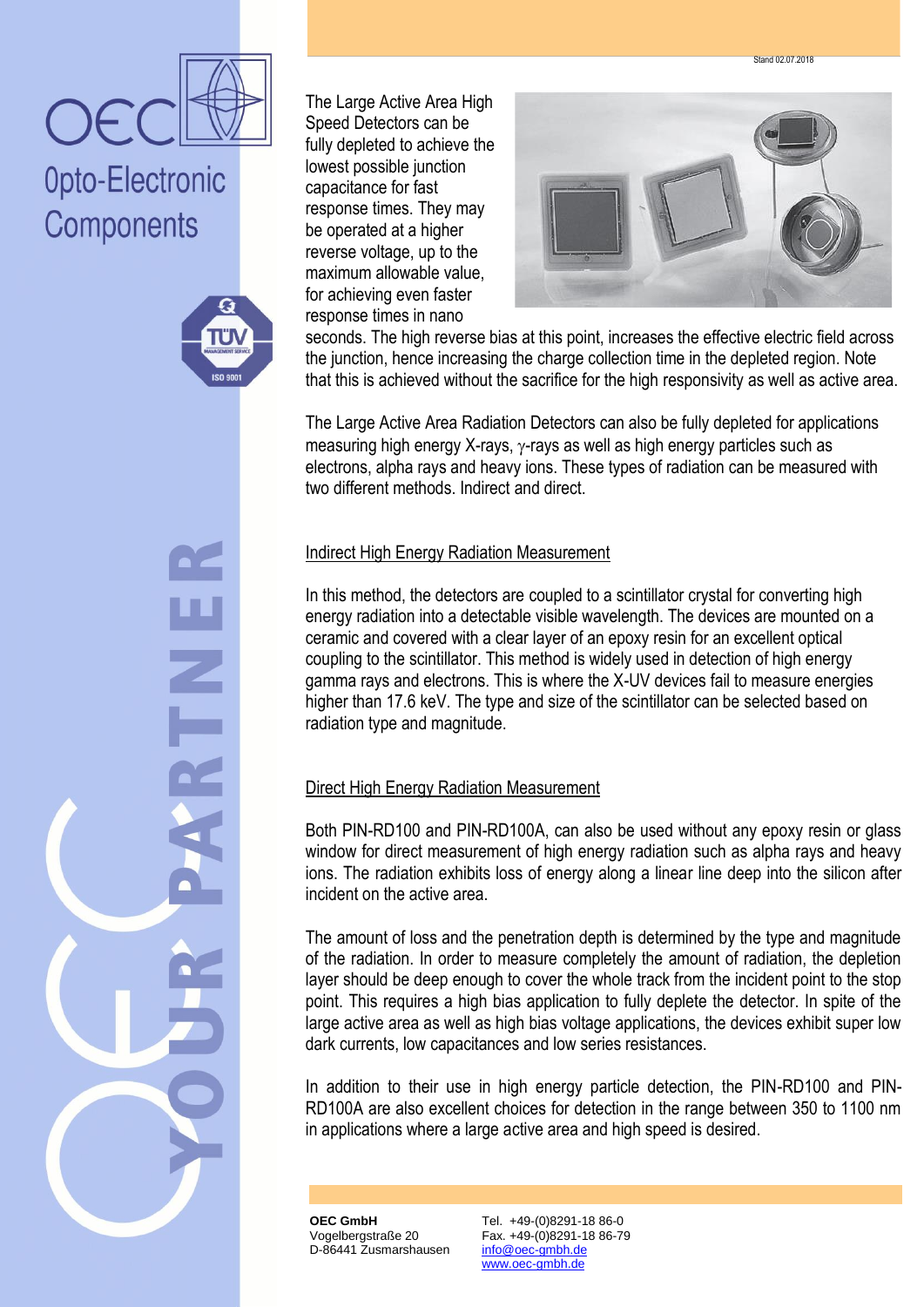The Large Active Area High Speed Detectors can be fully depleted to achieve the lowest possible junction capacitance for fast response times. They may be operated at a higher reverse voltage, up to the maximum allowable value, for achieving even faster response times in nano seconds. The high reverse bias at this point, increases the effective electric field across the junction, hence increasing the charge collection time in the depleted region. Note that this is achieved without the sacrifice for the high responsivity as well as active area.

The Large Active Area Radiation Detectors can also be fully depleted for applications measuring high energy X-rays, $\gamma$-rays as well as high energy particles such as electrons, alpha rays and heavy ions. These types of radiation can be measured with two different methods. Indirect and direct.

## Indirect High Energy Radiation Measurement

In this method, the detectors are coupled to a scintillator crystal for converting high energy radiation into a detectable visible wavelength. The devices are mounted on a ceramic and covered with a clear layer of an epoxy resin for an excellent optical coupling to the scintillator. This method is widely used in detection of high energy gamma rays and electrons. This is where the X-UV devices fail to measure energies higher than 17.6 keV. The type and size of the scintillator can be selected based on radiation type and magnitude.

## Direct High Energy Radiation Measurement

Both PIN-RD100 and PIN-RD100A, can also be used without any epoxy resin or glass window for direct measurement of high energy radiation such as alpha rays and heavy ions. The radiation exhibits loss of energy along a linear line deep into the silicon after incident on the active area.

The amount of loss and the penetration depth is determined by the type and magnitude of the radiation. In order to measure completely the amount of radiation, the depletion layer should be deep enough to cover the whole track from the incident point to the stop point. This requires a high bias application to fully deplete the detector. In spite of the large active area as well as high bias voltage applications, the devices exhibit super low dark currents, low capacitances and low series resistances.

In addition to their use in high energy particle detection, the PIN-RD100 and PIN-RD100A are also excellent choices for detection in the range between 350 to 1100 nm in applications where a large active area and high speed is desired.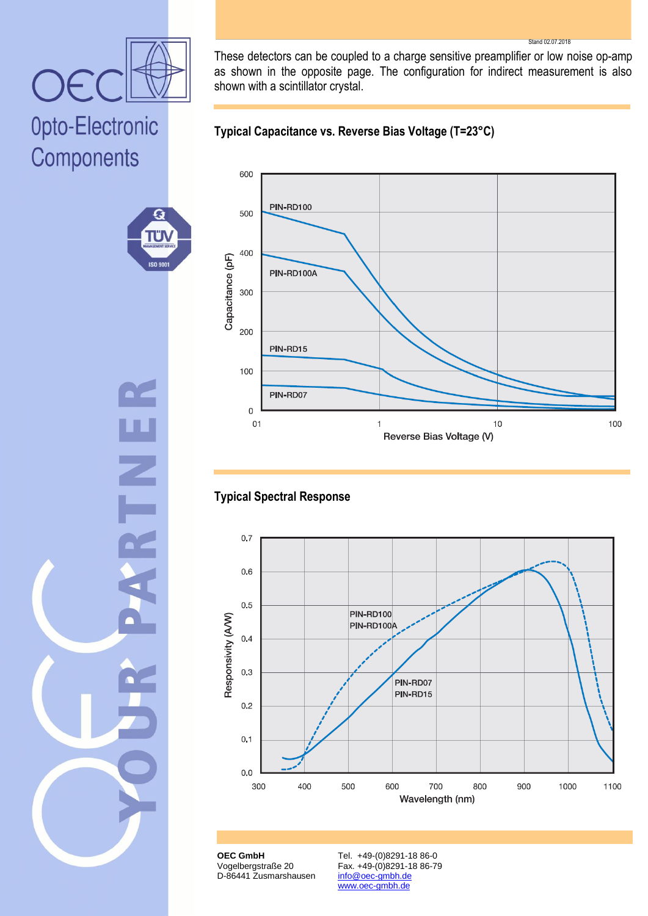These detectors can be coupled to a charge sensitive preamplifier or low noise op-amp as shown in the opposite page. The configuration for indirect measurement is also shown with a scintillator crystal.

## Typical Capacitance vs. Reverse Bias Voltage (T=23°C)

## Typical Spectral Response

**OEC GmbH**
Vogelbergstraße 20
D-86441 Zusmarshausen

Tel. +49-(0)8291-18 86-0
Fax. +49-(0)8291-18 86-79
info@oec-gmbh.de
www.oec-gmbh.de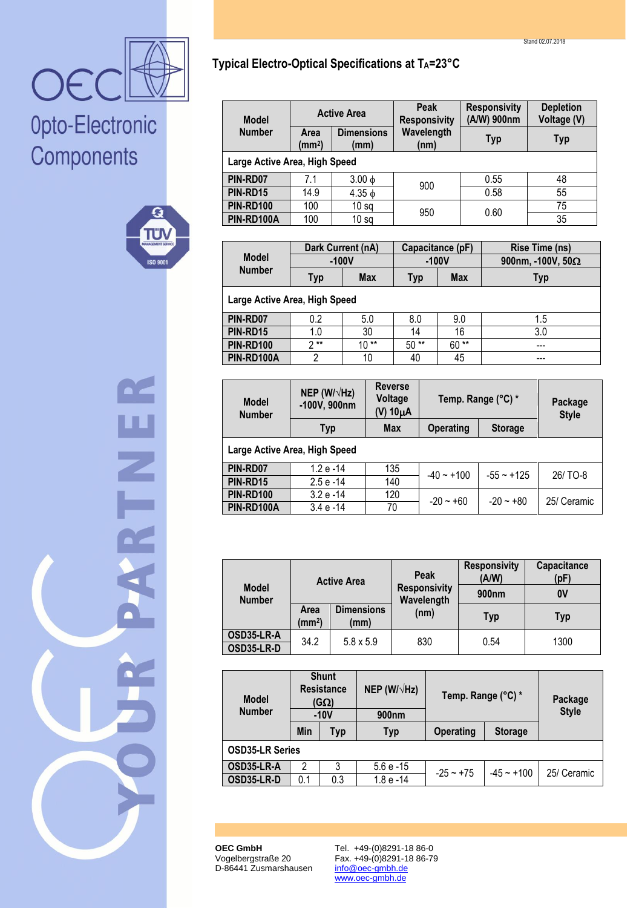## Typical Electro-Optical Specifications at $T_A$=23°C

| Model Number | Active Area | | Peak Responsivity Wavelength (nm) | Responsivity (A/W) 900nm | Depletion Voltage (V) |
|---|---|---|---|---|---|
| | Area (mm²) | Dimensions (mm) | | Typ | Typ |
| **Large Active Area, High Speed** | | | | | |
| **PIN-RD07** | 7.1 | 3.00 ϕ | 900 | 0.55 | 48 |
| **PIN-RD15** | 14.9 | 4.35 ϕ | | 0.58 | 55 |
| **PIN-RD100** | 100 | 10 sq | 950 | 0.60 | 75 |
| **PIN-RD100A** | 100 | 10 sq | | | 35 |

| Model Number | Dark Current (nA) -100V | | Capacitance (pF) -100V | | Rise Time (ns) 900nm, -100V, 50Ω |
|---|---|---|---|---|---|
| | Typ | Max | Typ | Max | Typ |
| **Large Active Area, High Speed** | | | | | |
| **PIN-RD07** | 0.2 | 5.0 | 8.0 | 9.0 | 1.5 |
| **PIN-RD15** | 1.0 | 30 | 14 | 16 | 3.0 |
| **PIN-RD100** | 2 ** | 10 ** | 50 ** | 60 ** | --- |
| **PIN-RD100A** | 2 | 10 | 40 | 45 | --- |

| Model Number | NEP (W/√Hz) -100V, 900nm | Reverse Voltage (V) 10µA | Temp. Range (°C) * | | Package Style |
|---|---|---|---|---|---|
| | Typ | Max | Operating | Storage | |
| **Large Active Area, High Speed** | | | | | |
| **PIN-RD07** | 1.2 e -14 | 135 | -40 ~ +100 | -55 ~ +125 | 26/ TO-8 |
| **PIN-RD15** | 2.5 e -14 | 140 | | | |
| **PIN-RD100** | 3.2 e -14 | 120 | -20 ~ +60 | -20 ~ +80 | 25/ Ceramic |
| **PIN-RD100A** | 3.4 e -14 | 70 | | | |

| Model Number | Active Area | | Peak Responsivity Wavelength (nm) | Responsivity (A/W) 900nm | Capacitance (pF) 0V |
|---|---|---|---|---|---|
| | Area (mm²) | Dimensions (mm) | | Typ | Typ |
| **OSD35-LR-A** | 34.2 | 5.8 x 5.9 | 830 | 0.54 | 1300 |
| **OSD35-LR-D** | | | | | |

| Model Number | Shunt Resistance (GΩ) -10V | | NEP (W/√Hz) 900nm | Temp. Range (°C) * | | Package Style |
|---|---|---|---|---|---|---|
| | Min | Typ | Typ | Operating | Storage | |
| **OSD35-LR Series** | | | | | | |
| **OSD35-LR-A** | 2 | 3 | 5.6 e -15 | -25 ~ +75 | -45 ~ +100 | 25/ Ceramic |
| **OSD35-LR-D** | 0.1 | 0.3 | 1.8 e -14 | | | |

**OEC GmbH**
Vogelbergstraße 20
D-86441 Zusmarshausen

Tel. +49-(0)8291-18 86-0
Fax. +49-(0)8291-18 86-79
info@oec-gmbh.de
www.oec-gmbh.de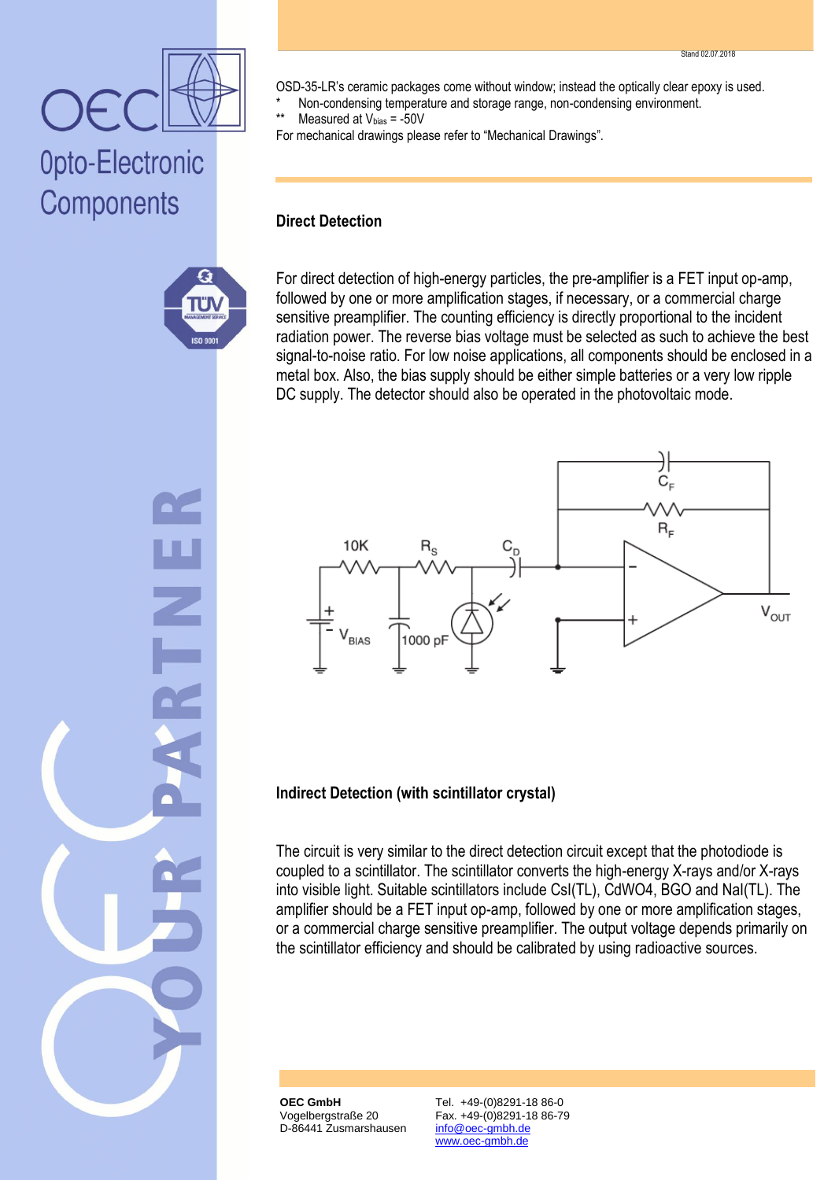OSD-35-LR's ceramic packages come without window; instead the optically clear epoxy is used.

- \* Non-condensing temperature and storage range, non-condensing environment.
- \*\* Measured at $V_{bias}$ = -50V

For mechanical drawings please refer to "Mechanical Drawings".

## Direct Detection

For direct detection of high-energy particles, the pre-amplifier is a FET input op-amp, followed by one or more amplification stages, if necessary, or a commercial charge sensitive preamplifier. The counting efficiency is directly proportional to the incident radiation power. The reverse bias voltage must be selected as such to achieve the best signal-to-noise ratio. For low noise applications, all components should be enclosed in a metal box. Also, the bias supply should be either simple batteries or a very low ripple DC supply. The detector should also be operated in the photovoltaic mode.

## Indirect Detection (with scintillator crystal)

The circuit is very similar to the direct detection circuit except that the photodiode is coupled to a scintillator. The scintillator converts the high-energy X-rays and/or X-rays into visible light. Suitable scintillators include CsI(TL), CdWO4, BGO and NaI(TL). The amplifier should be a FET input op-amp, followed by one or more amplification stages, or a commercial charge sensitive preamplifier. The output voltage depends primarily on the scintillator efficiency and should be calibrated by using radioactive sources.

**OEC GmbH**
Vogelbergstraße 20
D-86441 Zusmarshausen

Tel. +49-(0)8291-18 86-0
Fax. +49-(0)8291-18 86-79
info@oec-gmbh.de
www.oec-gmbh.de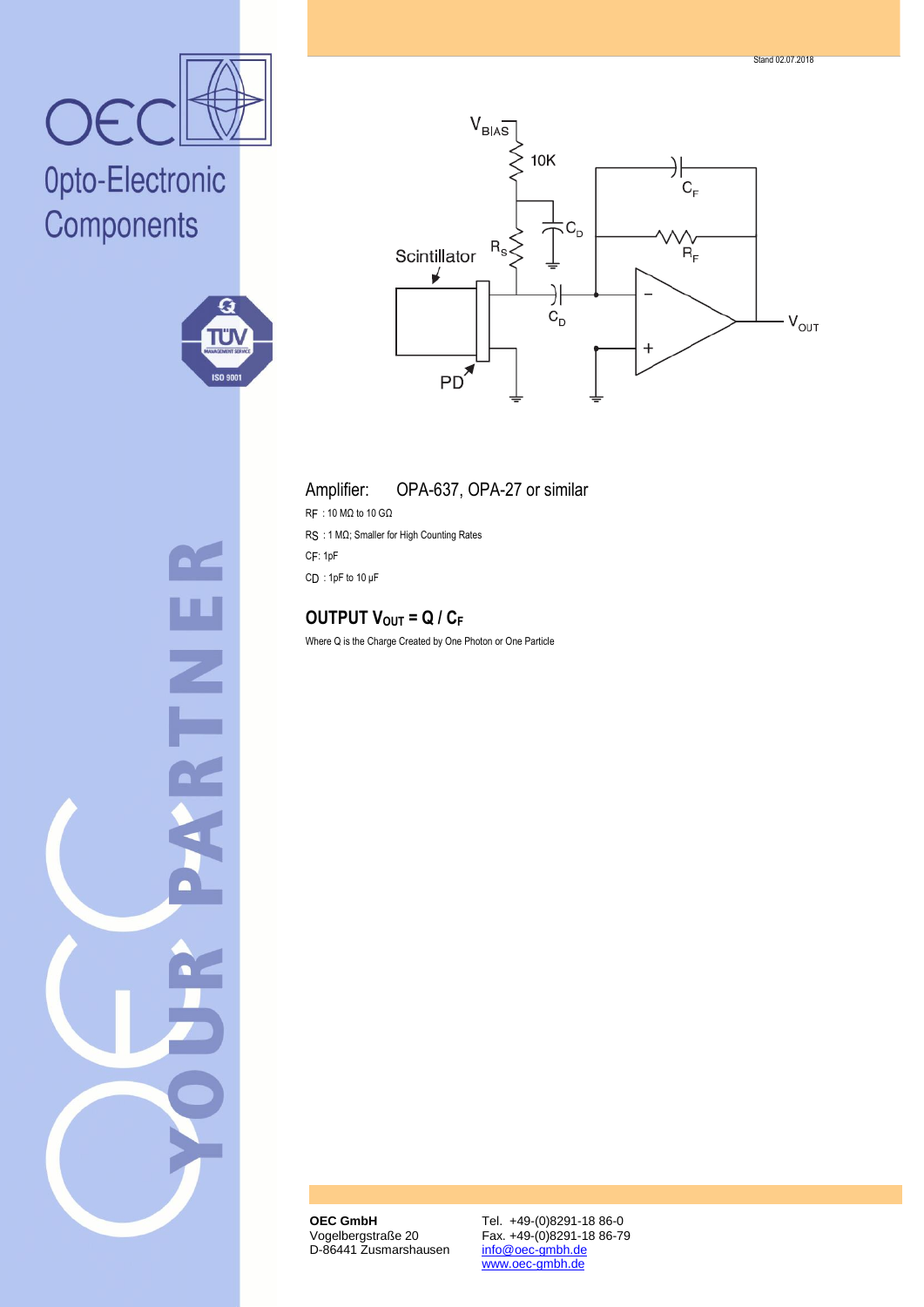$V_{BIAS}$

10K

$C_F$

$C_D$

$R_S$

$R_F$

Scintillator

$C_D$

$V_{OUT}$

PD

Amplifier: OPA-637, OPA-27 or similar

$R_F$ : 10 MΩ to 10 GΩ

$R_S$ : 1 MΩ; Smaller for High Counting Rates

$C_F$: 1pF

$C_D$ : 1pF to 10 µF

**OUTPUT $V_{OUT} = Q / C_F$**

Where Q is the Charge Created by One Photon or One Particle